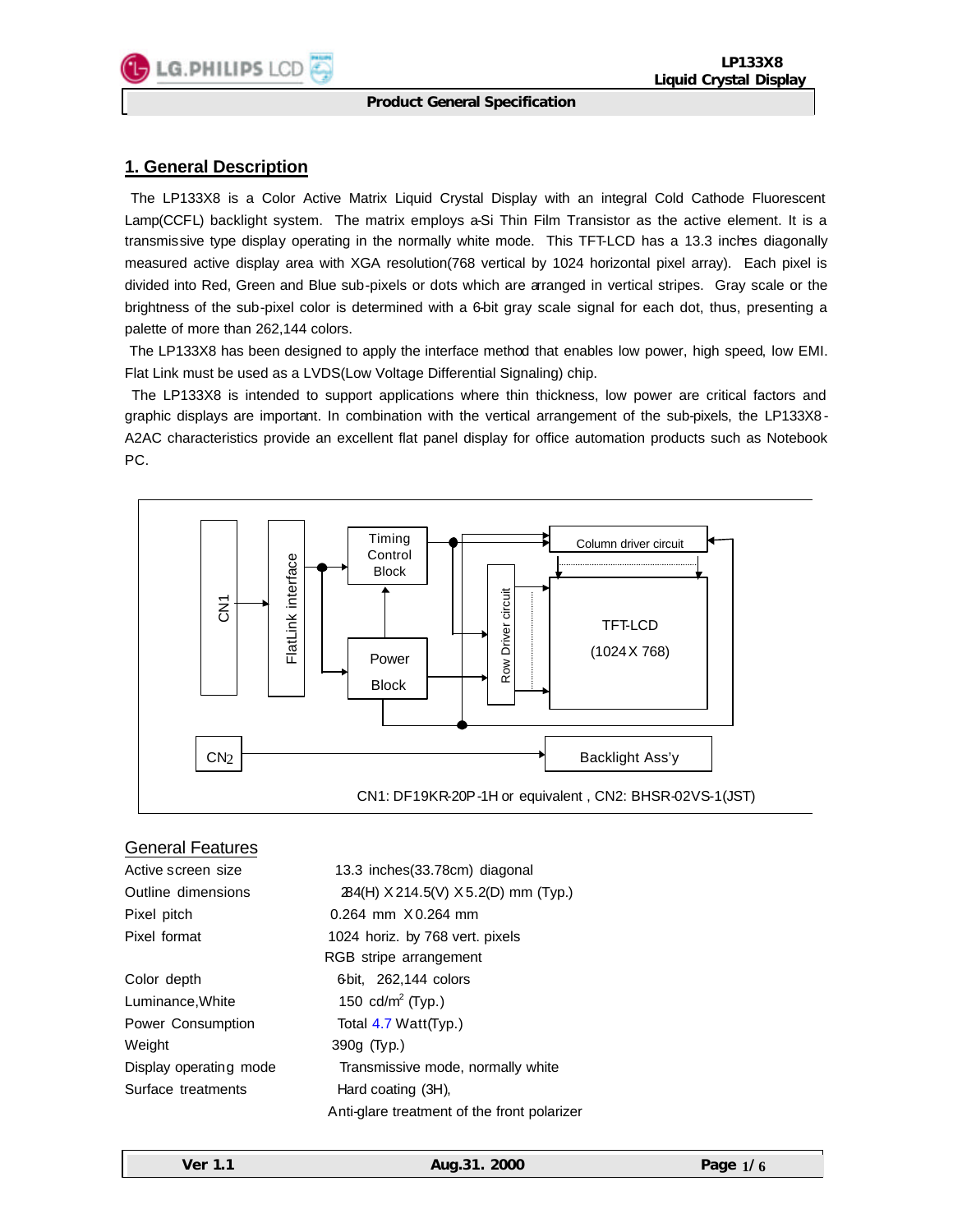# 1. General Description

The LP133X8 is a Color Active Matrix Liquid Crystal Display with an integral Cold Cathode Fluorescent Lamp(CCFL) backlight system. The matrix employs a-Si Thin Film Transistor as the active element. It is a transmissive type display operating in the normally white mode. This TFT-LCD has a 13.3 inches diagonally measured active display area with XGA resolution(768 vertical by 1024 horizontal pixel array). Each pixel is divided into Red, Green and Blue sub-pixels or dots which are arranged in vertical stripes. Gray scale or the brightness of the sub-pixel color is determined with a 6-bit gray scale signal for each dot, thus, presenting a palette of more than 262,144 colors.

The LP133X8 has been designed to apply the interface method that enables low power, high speed, low EMI. Flat Link must be used as a LVDS(Low Voltage Differential Signaling) chip.

The LP133X8 is intended to support applications where thin thickness, low power are critical factors and graphic displays are important. In combination with the vertical arrangement of the sub-pixels, the LP133X8-A2AC characteristics provide an excellent flat panel display for office automation products such as Notebook PC.

CN1
FlatLink interface
Timing Control Block
Power Block
Row Driver circuit
Column driver circuit
TFT-LCD (1024 X 768)
CN2
Backlight Ass'y
CN1: DF19KR-20P-1H or equivalent , CN2: BHSR-02VS-1(JST)

## General Features

| | |
|---|---|
| Active screen size | 13.3 inches(33.78cm) diagonal |
| Outline dimensions | 284(H) X 214.5(V) X 5.2(D) mm (Typ.) |
| Pixel pitch | 0.264 mm X 0.264 mm |
| Pixel format | 1024 horiz. by 768 vert. pixels<br>RGB stripe arrangement |
| Color depth | 6-bit, 262,144 colors |
| Luminance,White | 150 cd/m$^2$ (Typ.) |
| Power Consumption | Total 4.7 Watt(Typ.) |
| Weight | 390g (Typ.) |
| Display operating mode | Transmissive mode, normally white |
| Surface treatments | Hard coating (3H),<br>Anti-glare treatment of the front polarizer |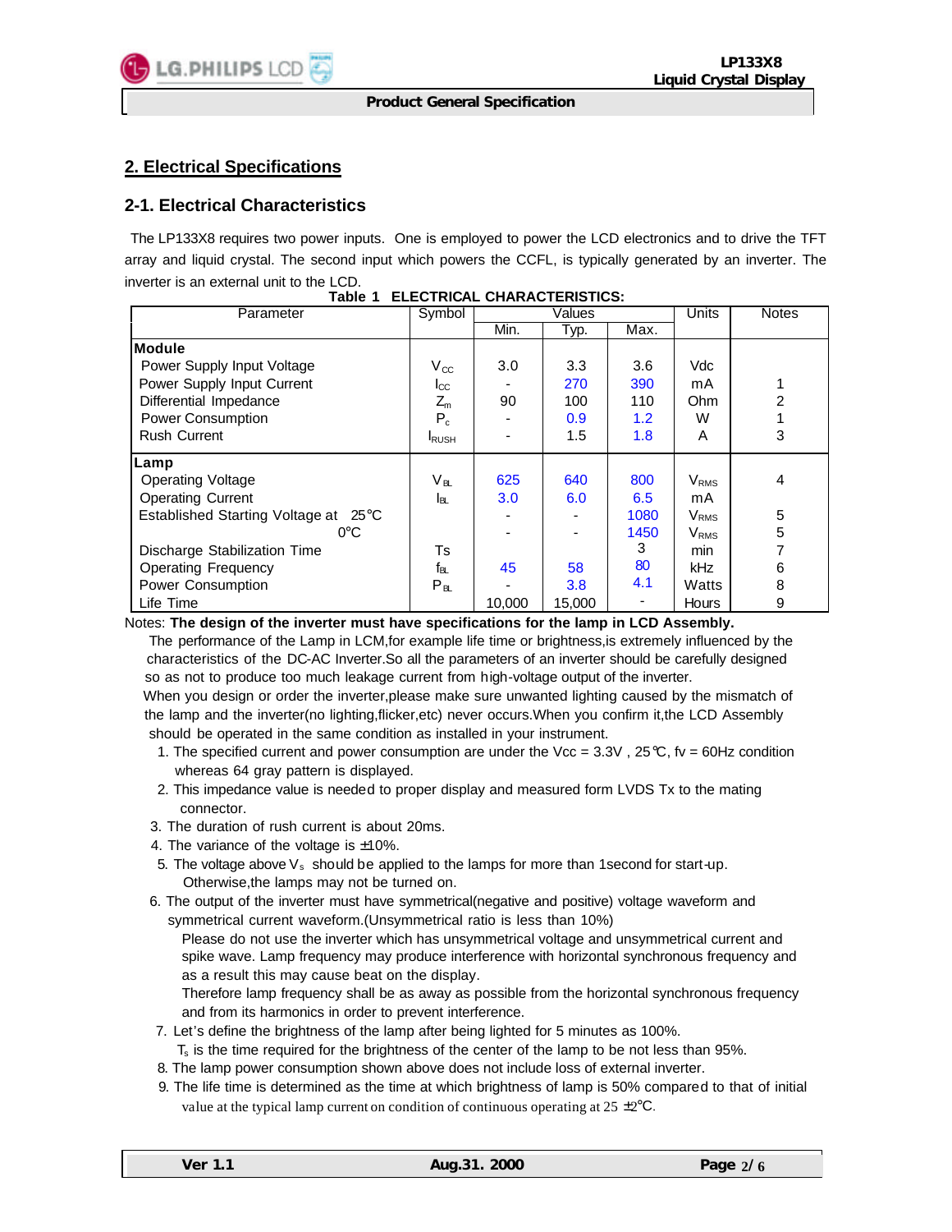## 2. Electrical Specifications

### 2-1. Electrical Characteristics

The LP133X8 requires two power inputs. One is employed to power the LCD electronics and to drive the TFT array and liquid crystal. The second input which powers the CCFL, is typically generated by an inverter. The inverter is an external unit to the LCD.

**Table 1 ELECTRICAL CHARACTERISTICS:**

| Parameter | Symbol | Values | | | Units | Notes |
|---|---|---|---|---|---|---|
| | | Min. | Typ. | Max. | | |
| **Module** | | | | | | |
| Power Supply Input Voltage | $V_{CC}$ | 3.0 | 3.3 | 3.6 | Vdc | |
| Power Supply Input Current | $I_{CC}$ | - | 270 | 390 | mA | 1 |
| Differential Impedance | $Z_m$ | 90 | 100 | 110 | Ohm | 2 |
| Power Consumption | $P_c$ | - | 0.9 | 1.2 | W | 1 |
| Rush Current | $I_{RUSH}$ | - | 1.5 | 1.8 | A | 3 |
| **Lamp** | | | | | | |
| Operating Voltage | $V_{BL}$ | 625 | 640 | 800 | $V_{RMS}$ | 4 |
| Operating Current | $I_{BL}$ | 3.0 | 6.0 | 6.5 | mA | |
| Established Starting Voltage at 25°C | | - | - | 1080 | $V_{RMS}$ | 5 |
| 0°C | | - | - | 1450 | $V_{RMS}$ | 5 |
| Discharge Stabilization Time | Ts | | | 3 | min | 7 |
| Operating Frequency | $f_{BL}$ | 45 | 58 | 80 | kHz | 6 |
| Power Consumption | $P_{BL}$ | - | 3.8 | 4.1 | Watts | 8 |
| Life Time | | 10,000 | 15,000 | - | Hours | 9 |

Notes: **The design of the inverter must have specifications for the lamp in LCD Assembly.**

The performance of the Lamp in LCM,for example life time or brightness,is extremely influenced by the characteristics of the DC-AC Inverter.So all the parameters of an inverter should be carefully designed so as not to produce too much leakage current from high-voltage output of the inverter.

When you design or order the inverter,please make sure unwanted lighting caused by the mismatch of the lamp and the inverter(no lighting,flicker,etc) never occurs.When you confirm it,the LCD Assembly should be operated in the same condition as installed in your instrument.

1. The specified current and power consumption are under the Vcc = 3.3V , 25℃, fv = 60Hz condition whereas 64 gray pattern is displayed.
2. This impedance value is needed to proper display and measured form LVDS Tx to the mating connector.
3. The duration of rush current is about 20ms.
4. The variance of the voltage is ±10%.
5. The voltage above $V_s$ should be applied to the lamps for more than 1second for start-up. Otherwise,the lamps may not be turned on.
6. The output of the inverter must have symmetrical(negative and positive) voltage waveform and symmetrical current waveform.(Unsymmetrical ratio is less than 10%)
   Please do not use the inverter which has unsymmetrical voltage and unsymmetrical current and spike wave. Lamp frequency may produce interference with horizontal synchronous frequency and as a result this may cause beat on the display.
   Therefore lamp frequency shall be as away as possible from the horizontal synchronous frequency and from its harmonics in order to prevent interference.
7. Let's define the brightness of the lamp after being lighted for 5 minutes as 100%.
   $T_s$ is the time required for the brightness of the center of the lamp to be not less than 95%.
8. The lamp power consumption shown above does not include loss of external inverter.
9. The life time is determined as the time at which brightness of lamp is 50% compared to that of initial value at the typical lamp current on condition of continuous operating at 25 ±2℃.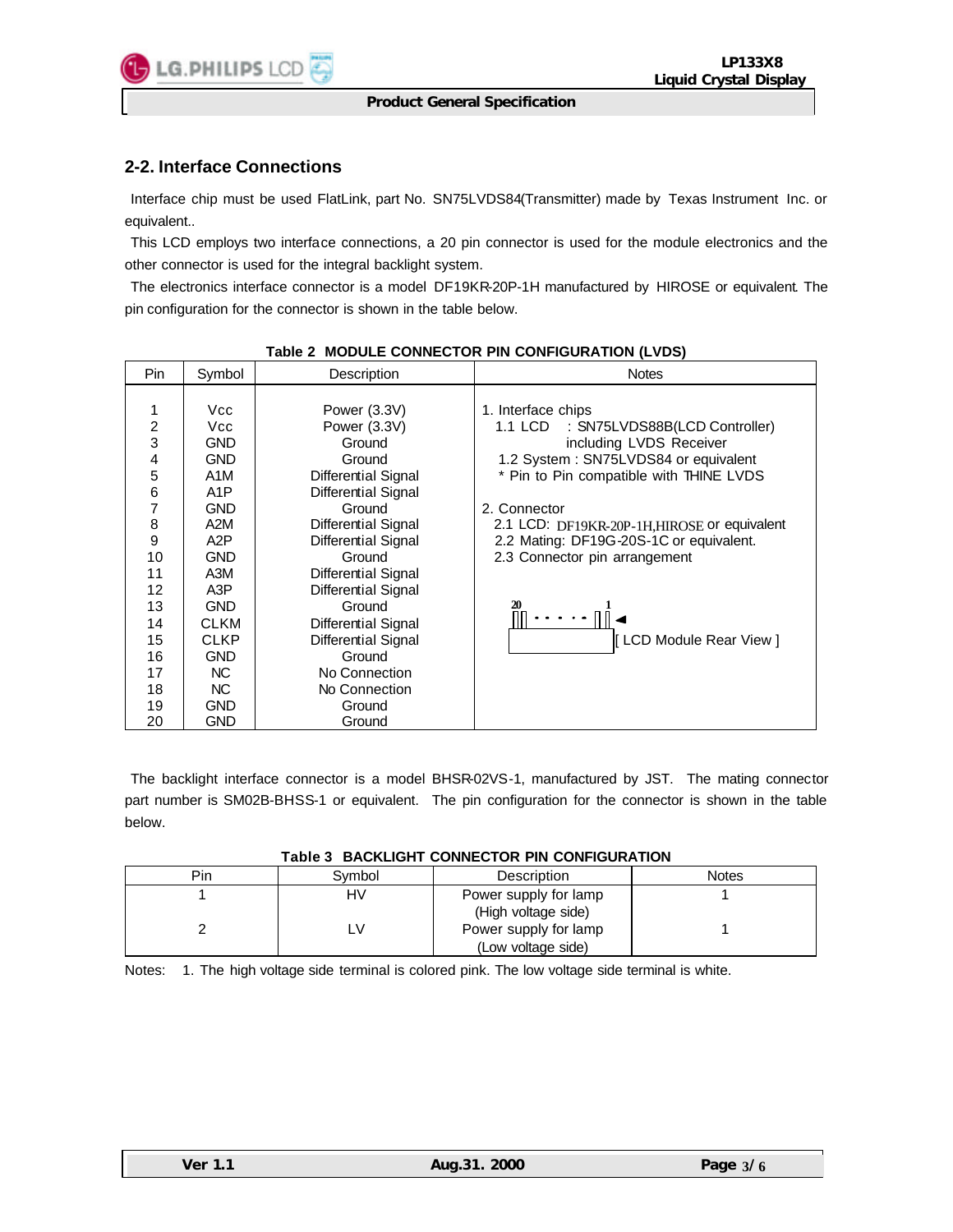## 2-2. Interface Connections

Interface chip must be used FlatLink, part No. SN75LVDS84(Transmitter) made by Texas Instrument Inc. or equivalent..

This LCD employs two interface connections, a 20 pin connector is used for the module electronics and the other connector is used for the integral backlight system.

The electronics interface connector is a model DF19KR-20P-1H manufactured by HIROSE or equivalent. The pin configuration for the connector is shown in the table below.

**Table 2 MODULE CONNECTOR PIN CONFIGURATION (LVDS)**

| Pin | Symbol | Description | Notes |
|---|---|---|---|
| 1 | Vcc | Power (3.3V) | 1. Interface chips |
| 2 | Vcc | Power (3.3V) | 1.1 LCD : SN75LVDS88B(LCD Controller) including LVDS Receiver |
| 3 | GND | Ground | 1.2 System : SN75LVDS84 or equivalent |
| 4 | GND | Ground | * Pin to Pin compatible with THINE LVDS |
| 5 | A1M | Differential Signal | |
| 6 | A1P | Differential Signal | 2. Connector |
| 7 | GND | Ground | 2.1 LCD: DF19KR-20P-1H,HIROSE or equivalent |
| 8 | A2M | Differential Signal | 2.2 Mating: DF19G-20S-1C or equivalent. |
| 9 | A2P | Differential Signal | 2.3 Connector pin arrangement |
| 10 | GND | Ground | |
| 11 | A3M | Differential Signal | |
| 12 | A3P | Differential Signal | 20 ... 1 |
| 13 | GND | Ground | [ LCD Module Rear View ] |
| 14 | CLKM | Differential Signal | |
| 15 | CLKP | Differential Signal | |
| 16 | GND | Ground | |
| 17 | NC | No Connection | |
| 18 | NC | No Connection | |
| 19 | GND | Ground | |
| 20 | GND | Ground | |

The backlight interface connector is a model BHSR-02VS-1, manufactured by JST. The mating connector part number is SM02B-BHSS-1 or equivalent. The pin configuration for the connector is shown in the table below.

**Table 3 BACKLIGHT CONNECTOR PIN CONFIGURATION**

| Pin | Symbol | Description | Notes |
|---|---|---|---|
| 1 | HV | Power supply for lamp (High voltage side) | 1 |
| 2 | LV | Power supply for lamp (Low voltage side) | 1 |

Notes: 1. The high voltage side terminal is colored pink. The low voltage side terminal is white.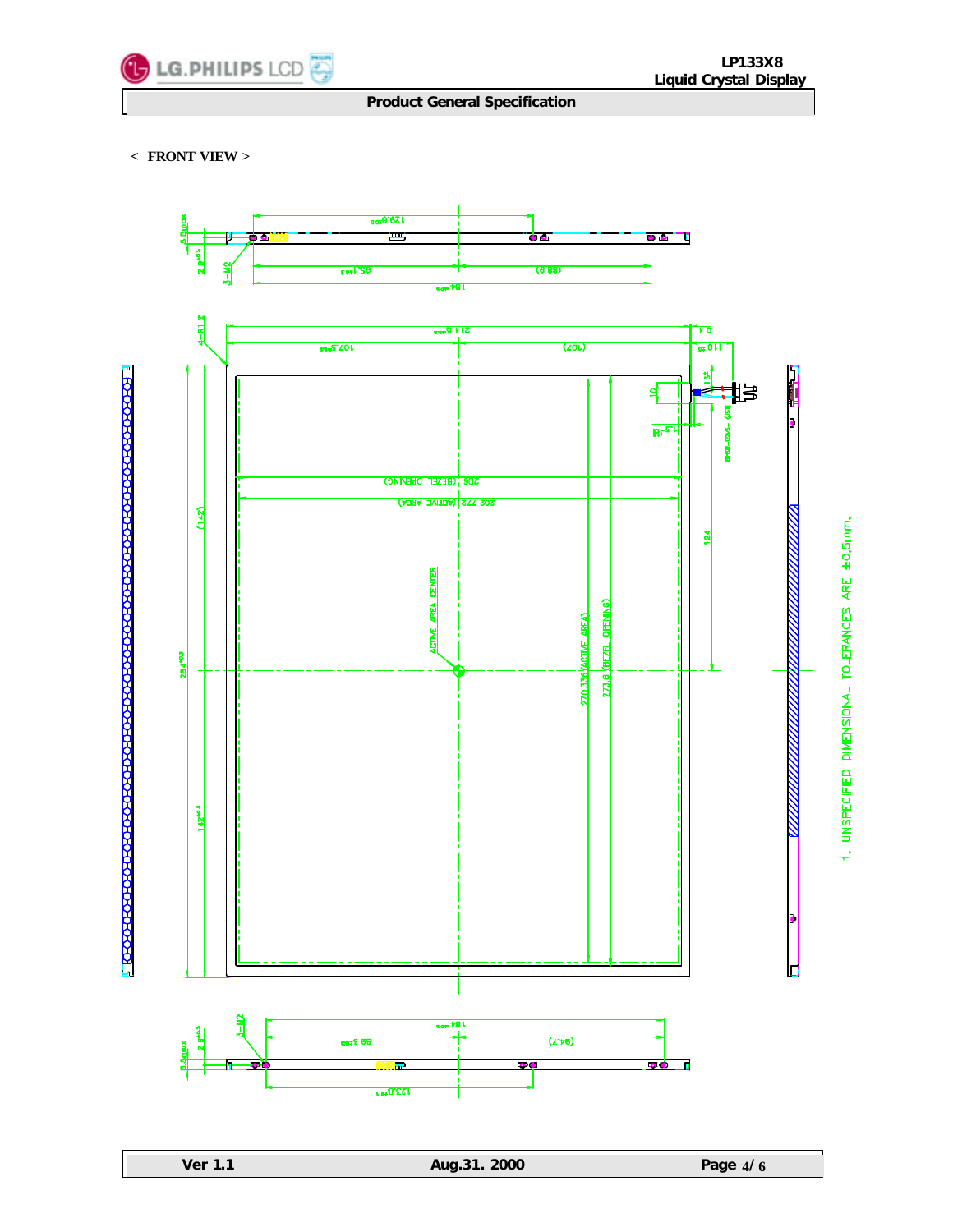< FRONT VIEW >

128.6

5.5max

2.0

3-M2

85.1

(88.6)

184

4-R1.2

214.0

107

(107)

0.4

110

206 (BEZEL OPENING)

202.772 (ACTIVE AREA)

(142)

124

ACTIVE AREA CENTER

270.336(ACTIVE AREA)

273.8 (BEZEL OPENING)

284

142

184

89.3

(94.7)

5.5max

2.0

3-M2

123.6

1. UNSPECIFIED DIMENSIONAL TOLERANCES ARE ±0.5mm.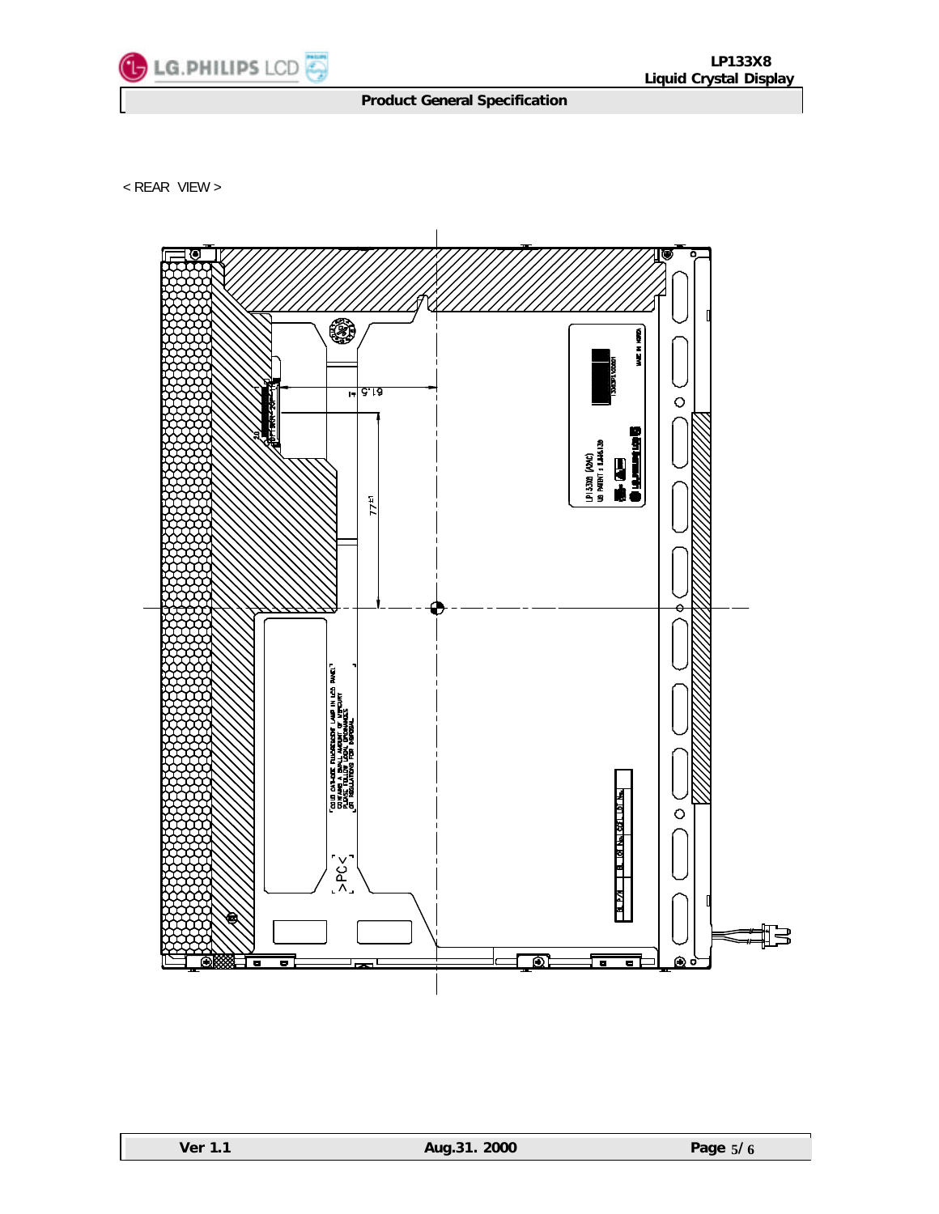< REAR VIEW >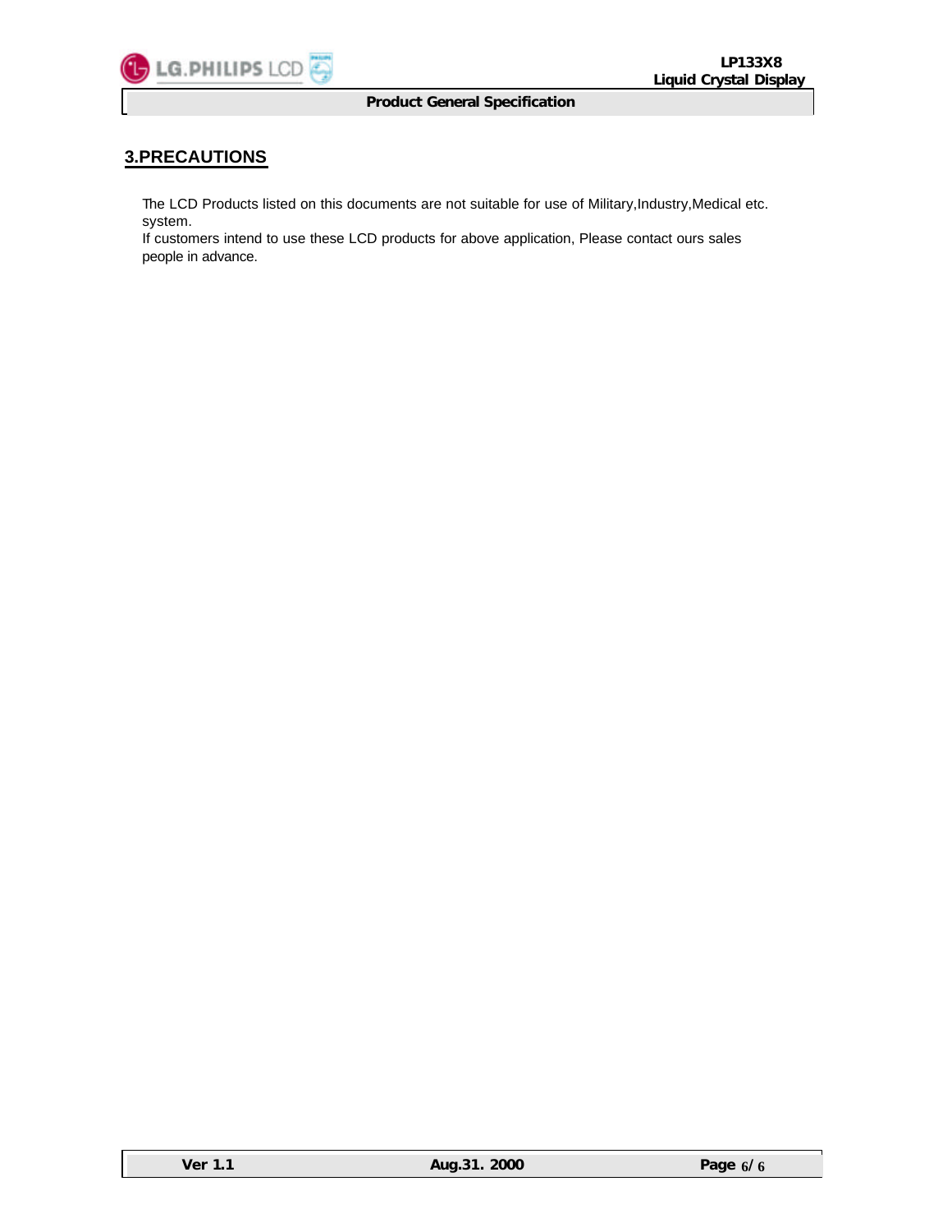## 3.PRECAUTIONS

The LCD Products listed on this documents are not suitable for use of Military,Industry,Medical etc. system.
If customers intend to use these LCD products for above application, Please contact ours sales people in advance.